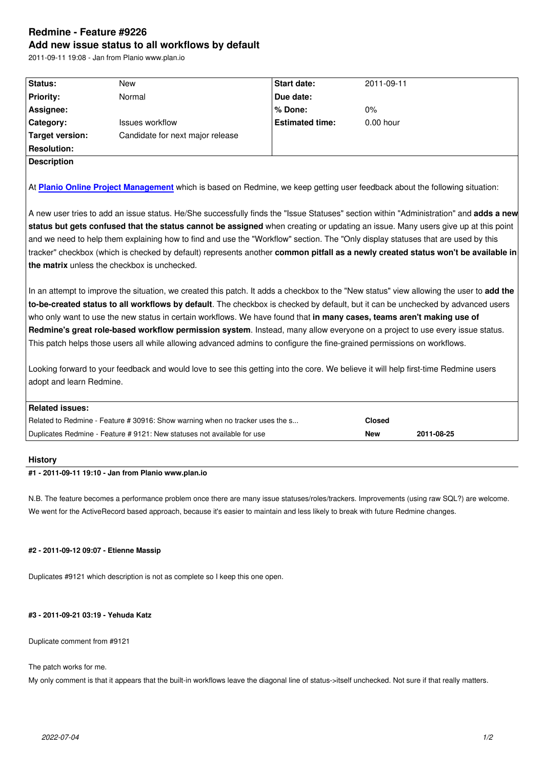# Redmine - Feature #9226

## Add new issue status to all workflows by default

2011-09-11 19:08 - Jan from Planio www.plan.io

| Status: | New | Start date: | 2011-09-11 |
|---|---|---|---|
| Priority: | Normal | Due date: | |
| Assignee: | | % Done: | 0% |
| Category: | Issues workflow | Estimated time: | 0.00 hour |
| Target version: | Candidate for next major release | | |
| Resolution: | | | |

**Description**

At **Planio Online Project Management** which is based on Redmine, we keep getting user feedback about the following situation:

A new user tries to add an issue status. He/She successfully finds the "Issue Statuses" section within "Administration" and **adds a new status but gets confused that the status cannot be assigned** when creating or updating an issue. Many users give up at this point and we need to help them explaining how to find and use the "Workflow" section. The "Only display statuses that are used by this tracker" checkbox (which is checked by default) represents another **common pitfall as a newly created status won't be available in the matrix** unless the checkbox is unchecked.

In an attempt to improve the situation, we created this patch. It adds a checkbox to the "New status" view allowing the user to **add the to-be-created status to all workflows by default**. The checkbox is checked by default, but it can be unchecked by advanced users who only want to use the new status in certain workflows. We have found that **in many cases, teams aren't making use of Redmine's great role-based workflow permission system**. Instead, many allow everyone on a project to use every issue status. This patch helps those users all while allowing advanced admins to configure the fine-grained permissions on workflows.

Looking forward to your feedback and would love to see this getting into the core. We believe it will help first-time Redmine users adopt and learn Redmine.

**Related issues:**

| | | |
|---|---|---|
| Related to Redmine - Feature # 30916: Show warning when no tracker uses the s... | Closed | |
| Duplicates Redmine - Feature # 9121: New statuses not available for use | New | 2011-08-25 |

## History

**#1 - 2011-09-11 19:10 - Jan from Planio www.plan.io**

N.B. The feature becomes a performance problem once there are many issue statuses/roles/trackers. Improvements (using raw SQL?) are welcome. We went for the ActiveRecord based approach, because it's easier to maintain and less likely to break with future Redmine changes.

**#2 - 2011-09-12 09:07 - Etienne Massip**

Duplicates #9121 which description is not as complete so I keep this one open.

**#3 - 2011-09-21 03:19 - Yehuda Katz**

Duplicate comment from #9121

The patch works for me.
My only comment is that it appears that the built-in workflows leave the diagonal line of status->itself unchecked. Not sure if that really matters.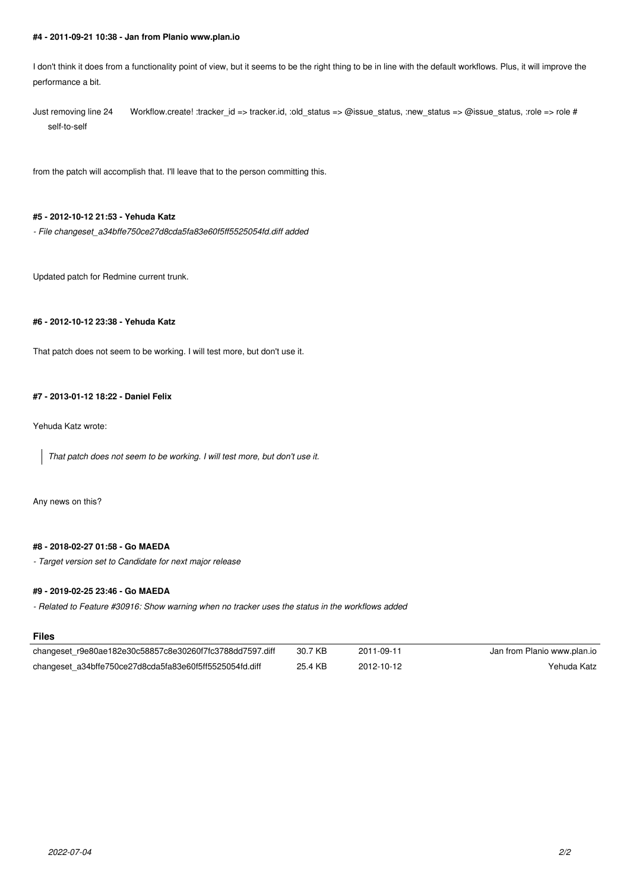#### #4 - 2011-09-21 10:38 - Jan from Planio www.plan.io

I don't think it does from a functionality point of view, but it seems to be the right thing to be in line with the default workflows. Plus, it will improve the performance a bit.

Just removing line 24

```
Workflow.create! :tracker_id => tracker.id, :old_status => @issue_status, :new_status => @issue_status, :role => role # self-to-self
```

from the patch will accomplish that. I'll leave that to the person committing this.

#### #5 - 2012-10-12 21:53 - Yehuda Katz

*- File changeset_a34bffe750ce27d8cda5fa83e60f5ff5525054fd.diff added*

Updated patch for Redmine current trunk.

#### #6 - 2012-10-12 23:38 - Yehuda Katz

That patch does not seem to be working. I will test more, but don't use it.

#### #7 - 2013-01-12 18:22 - Daniel Felix

Yehuda Katz wrote:

> *That patch does not seem to be working. I will test more, but don't use it.*

Any news on this?

#### #8 - 2018-02-27 01:58 - Go MAEDA

*- Target version set to Candidate for next major release*

#### #9 - 2019-02-25 23:46 - Go MAEDA

*- Related to Feature #30916: Show warning when no tracker uses the status in the workflows added*

### Files

| | | | |
|---|---|---|---|
| changeset_r9e80ae182e30c58857c8e30260f7fc3788dd7597.diff | 30.7 KB | 2011-09-11 | Jan from Planio www.plan.io |
| changeset_a34bffe750ce27d8cda5fa83e60f5ff5525054fd.diff | 25.4 KB | 2012-10-12 | Yehuda Katz |